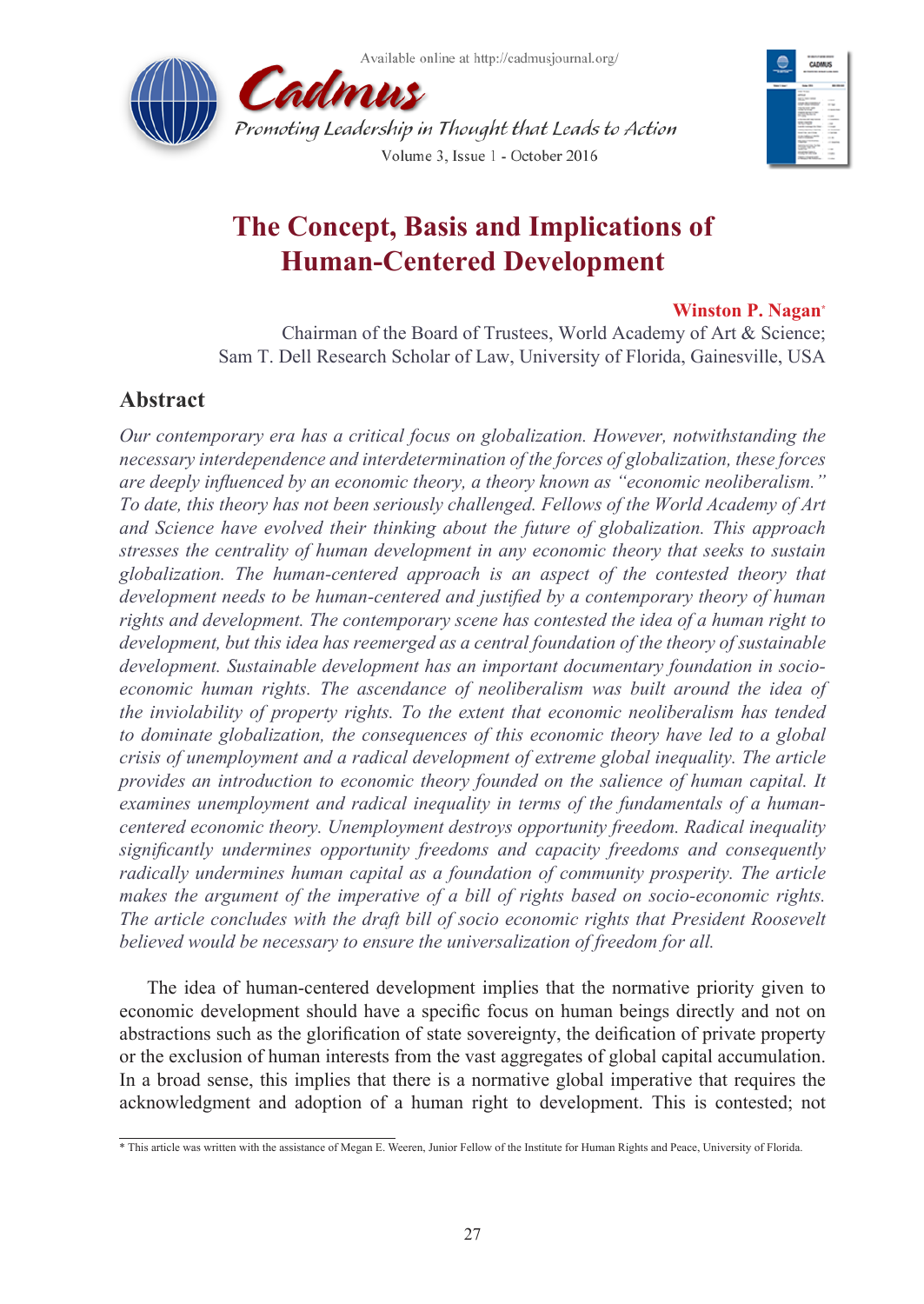# The Concept, Basis and Implications of Human-Centered Development

**Winston P. Nagan***

Chairman of the Board of Trustees, World Academy of Art & Science;
Sam T. Dell Research Scholar of Law, University of Florida, Gainesville, USA

## Abstract

*Our contemporary era has a critical focus on globalization. However, notwithstanding the necessary interdependence and interdetermination of the forces of globalization, these forces are deeply influenced by an economic theory, a theory known as "economic neoliberalism." To date, this theory has not been seriously challenged. Fellows of the World Academy of Art and Science have evolved their thinking about the future of globalization. This approach stresses the centrality of human development in any economic theory that seeks to sustain globalization. The human-centered approach is an aspect of the contested theory that development needs to be human-centered and justified by a contemporary theory of human rights and development. The contemporary scene has contested the idea of a human right to development, but this idea has reemerged as a central foundation of the theory of sustainable development. Sustainable development has an important documentary foundation in socio-economic human rights. The ascendance of neoliberalism was built around the idea of the inviolability of property rights. To the extent that economic neoliberalism has tended to dominate globalization, the consequences of this economic theory have led to a global crisis of unemployment and a radical development of extreme global inequality. The article provides an introduction to economic theory founded on the salience of human capital. It examines unemployment and radical inequality in terms of the fundamentals of a human-centered economic theory. Unemployment destroys opportunity freedom. Radical inequality significantly undermines opportunity freedoms and capacity freedoms and consequently radically undermines human capital as a foundation of community prosperity. The article makes the argument of the imperative of a bill of rights based on socio-economic rights. The article concludes with the draft bill of socio economic rights that President Roosevelt believed would be necessary to ensure the universalization of freedom for all.*

The idea of human-centered development implies that the normative priority given to economic development should have a specific focus on human beings directly and not on abstractions such as the glorification of state sovereignty, the deification of private property or the exclusion of human interests from the vast aggregates of global capital accumulation. In a broad sense, this implies that there is a normative global imperative that requires the acknowledgment and adoption of a human right to development. This is contested; not

---

\* This article was written with the assistance of Megan E. Weeren, Junior Fellow of the Institute for Human Rights and Peace, University of Florida.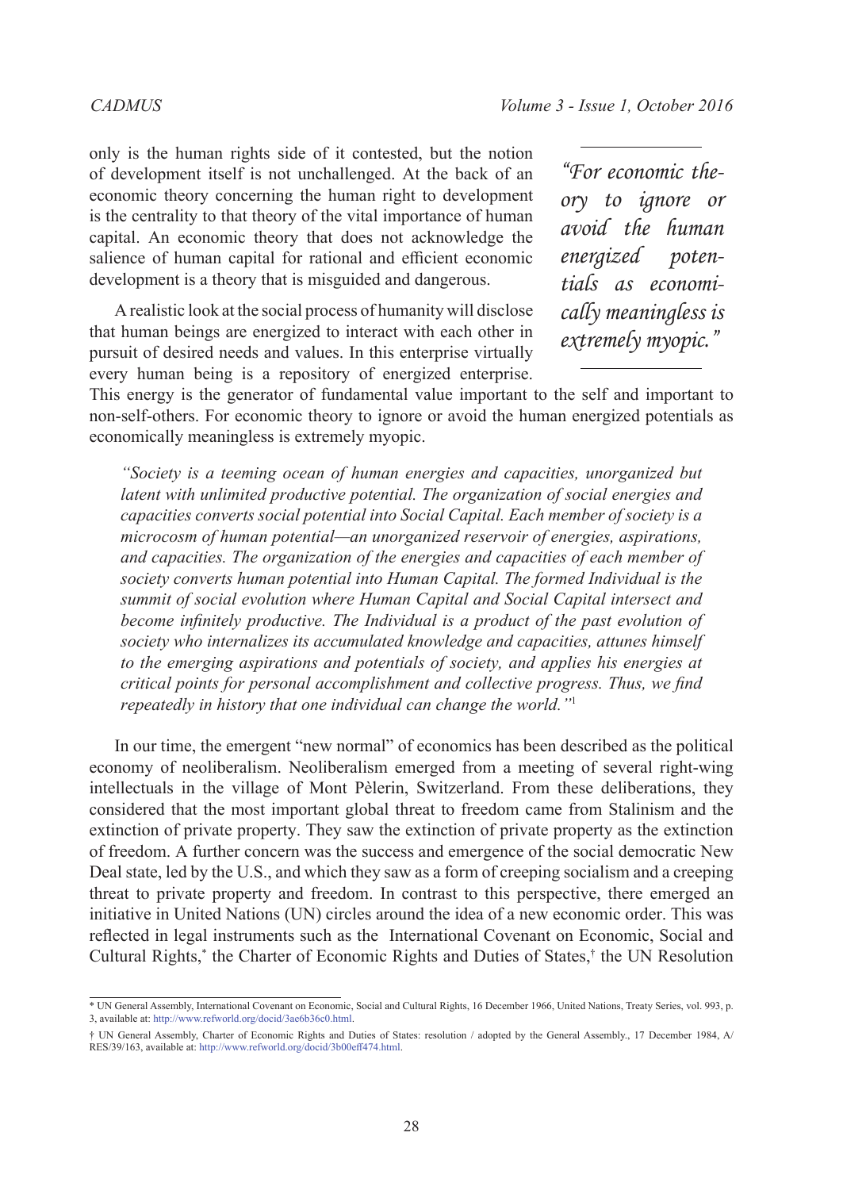only is the human rights side of it contested, but the notion of development itself is not unchallenged. At the back of an economic theory concerning the human right to development is the centrality to that theory of the vital importance of human capital. An economic theory that does not acknowledge the salience of human capital for rational and efficient economic development is a theory that is misguided and dangerous.

> *"For economic theory to ignore or avoid the human energized potentials as economically meaningless is extremely myopic."*

A realistic look at the social process of humanity will disclose that human beings are energized to interact with each other in pursuit of desired needs and values. In this enterprise virtually every human being is a repository of energized enterprise. This energy is the generator of fundamental value important to the self and important to non-self-others. For economic theory to ignore or avoid the human energized potentials as economically meaningless is extremely myopic.

> *"Society is a teeming ocean of human energies and capacities, unorganized but latent with unlimited productive potential. The organization of social energies and capacities converts social potential into Social Capital. Each member of society is a microcosm of human potential—an unorganized reservoir of energies, aspirations, and capacities. The organization of the energies and capacities of each member of society converts human potential into Human Capital. The formed Individual is the summit of social evolution where Human Capital and Social Capital intersect and become infinitely productive. The Individual is a product of the past evolution of society who internalizes its accumulated knowledge and capacities, attunes himself to the emerging aspirations and potentials of society, and applies his energies at critical points for personal accomplishment and collective progress. Thus, we find repeatedly in history that one individual can change the world."*[1]

In our time, the emergent "new normal" of economics has been described as the political economy of neoliberalism. Neoliberalism emerged from a meeting of several right-wing intellectuals in the village of Mont Pèlerin, Switzerland. From these deliberations, they considered that the most important global threat to freedom came from Stalinism and the extinction of private property. They saw the extinction of private property as the extinction of freedom. A further concern was the success and emergence of the social democratic New Deal state, led by the U.S., and which they saw as a form of creeping socialism and a creeping threat to private property and freedom. In contrast to this perspective, there emerged an initiative in United Nations (UN) circles around the idea of a new economic order. This was reflected in legal instruments such as the International Covenant on Economic, Social and Cultural Rights,* the Charter of Economic Rights and Duties of States,† the UN Resolution

---

\* UN General Assembly, International Covenant on Economic, Social and Cultural Rights, 16 December 1966, United Nations, Treaty Series, vol. 993, p. 3, available at: http://www.refworld.org/docid/3ae6b36c0.html.

† UN General Assembly, Charter of Economic Rights and Duties of States: resolution / adopted by the General Assembly., 17 December 1984, A/RES/39/163, available at: http://www.refworld.org/docid/3b00eff474.html.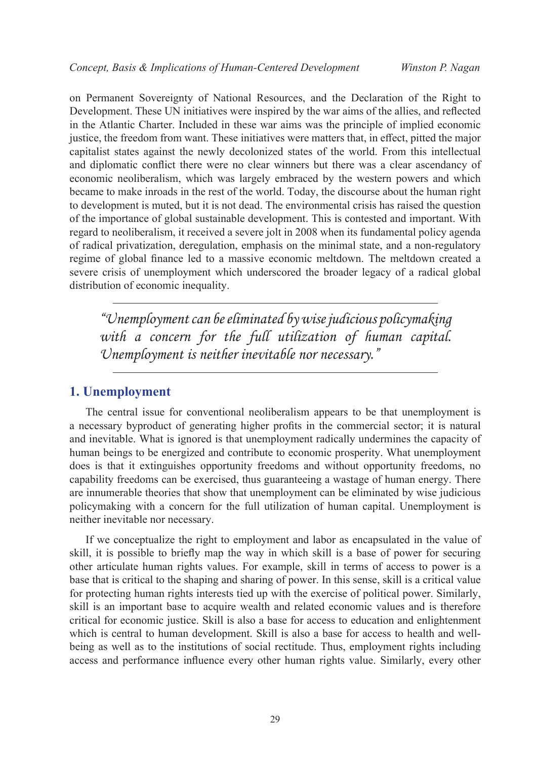on Permanent Sovereignty of National Resources, and the Declaration of the Right to Development. These UN initiatives were inspired by the war aims of the allies, and reflected in the Atlantic Charter. Included in these war aims was the principle of implied economic justice, the freedom from want. These initiatives were matters that, in effect, pitted the major capitalist states against the newly decolonized states of the world. From this intellectual and diplomatic conflict there were no clear winners but there was a clear ascendancy of economic neoliberalism, which was largely embraced by the western powers and which became to make inroads in the rest of the world. Today, the discourse about the human right to development is muted, but it is not dead. The environmental crisis has raised the question of the importance of global sustainable development. This is contested and important. With regard to neoliberalism, it received a severe jolt in 2008 when its fundamental policy agenda of radical privatization, deregulation, emphasis on the minimal state, and a non-regulatory regime of global finance led to a massive economic meltdown. The meltdown created a severe crisis of unemployment which underscored the broader legacy of a radical global distribution of economic inequality.

> *"Unemployment can be eliminated by wise judicious policymaking with a concern for the full utilization of human capital. Unemployment is neither inevitable nor necessary."*

## 1. Unemployment

The central issue for conventional neoliberalism appears to be that unemployment is a necessary byproduct of generating higher profits in the commercial sector; it is natural and inevitable. What is ignored is that unemployment radically undermines the capacity of human beings to be energized and contribute to economic prosperity. What unemployment does is that it extinguishes opportunity freedoms and without opportunity freedoms, no capability freedoms can be exercised, thus guaranteeing a wastage of human energy. There are innumerable theories that show that unemployment can be eliminated by wise judicious policymaking with a concern for the full utilization of human capital. Unemployment is neither inevitable nor necessary.

If we conceptualize the right to employment and labor as encapsulated in the value of skill, it is possible to briefly map the way in which skill is a base of power for securing other articulate human rights values. For example, skill in terms of access to power is a base that is critical to the shaping and sharing of power. In this sense, skill is a critical value for protecting human rights interests tied up with the exercise of political power. Similarly, skill is an important base to acquire wealth and related economic values and is therefore critical for economic justice. Skill is also a base for access to education and enlightenment which is central to human development. Skill is also a base for access to health and well-being as well as to the institutions of social rectitude. Thus, employment rights including access and performance influence every other human rights value. Similarly, every other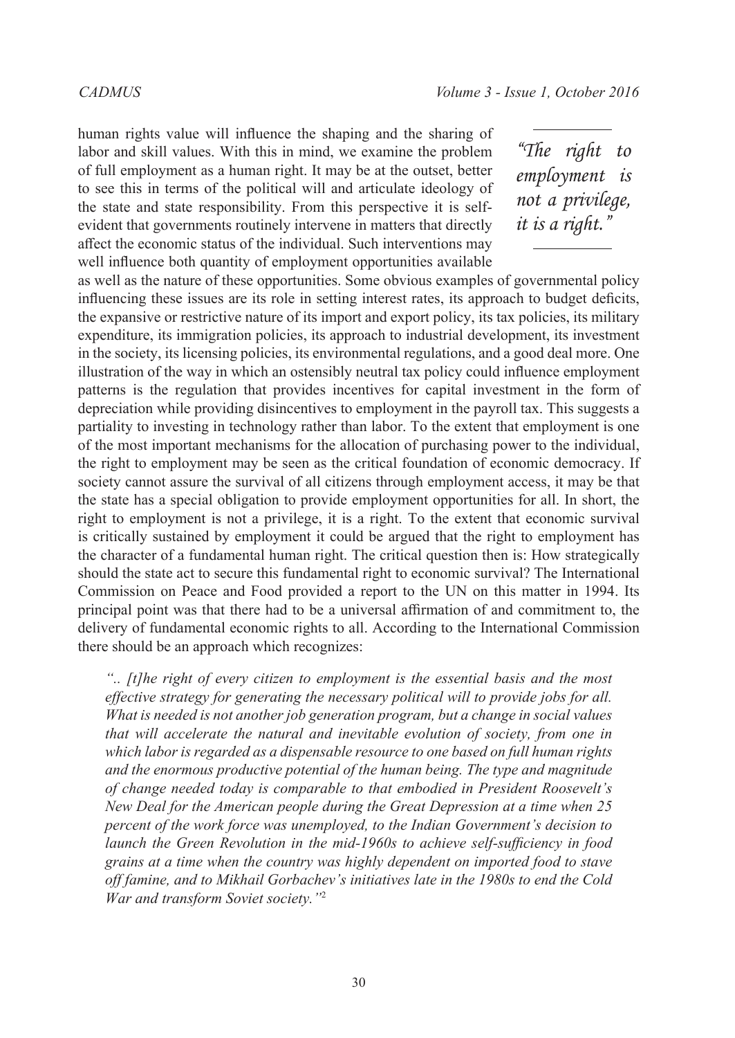human rights value will influence the shaping and the sharing of labor and skill values. With this in mind, we examine the problem of full employment as a human right. It may be at the outset, better to see this in terms of the political will and articulate ideology of the state and state responsibility. From this perspective it is self-evident that governments routinely intervene in matters that directly affect the economic status of the individual. Such interventions may well influence both quantity of employment opportunities available as well as the nature of these opportunities. Some obvious examples of governmental policy influencing these issues are its role in setting interest rates, its approach to budget deficits, the expansive or restrictive nature of its import and export policy, its tax policies, its military expenditure, its immigration policies, its approach to industrial development, its investment in the society, its licensing policies, its environmental regulations, and a good deal more. One illustration of the way in which an ostensibly neutral tax policy could influence employment patterns is the regulation that provides incentives for capital investment in the form of depreciation while providing disincentives to employment in the payroll tax. This suggests a partiality to investing in technology rather than labor. To the extent that employment is one of the most important mechanisms for the allocation of purchasing power to the individual, the right to employment may be seen as the critical foundation of economic democracy. If society cannot assure the survival of all citizens through employment access, it may be that the state has a special obligation to provide employment opportunities for all. In short, the right to employment is not a privilege, it is a right. To the extent that economic survival is critically sustained by employment it could be argued that the right to employment has the character of a fundamental human right. The critical question then is: How strategically should the state act to secure this fundamental right to economic survival? The International Commission on Peace and Food provided a report to the UN on this matter in 1994. Its principal point was that there had to be a universal affirmation of and commitment to, the delivery of fundamental economic rights to all. According to the International Commission there should be an approach which recognizes:

> *"The right to employment is not a privilege, it is a right."*

> *".. [t]he right of every citizen to employment is the essential basis and the most effective strategy for generating the necessary political will to provide jobs for all. What is needed is not another job generation program, but a change in social values that will accelerate the natural and inevitable evolution of society, from one in which labor is regarded as a dispensable resource to one based on full human rights and the enormous productive potential of the human being. The type and magnitude of change needed today is comparable to that embodied in President Roosevelt's New Deal for the American people during the Great Depression at a time when 25 percent of the work force was unemployed, to the Indian Government's decision to launch the Green Revolution in the mid-1960s to achieve self-sufficiency in food grains at a time when the country was highly dependent on imported food to stave off famine, and to Mikhail Gorbachev's initiatives late in the 1980s to end the Cold War and transform Soviet society."*[2]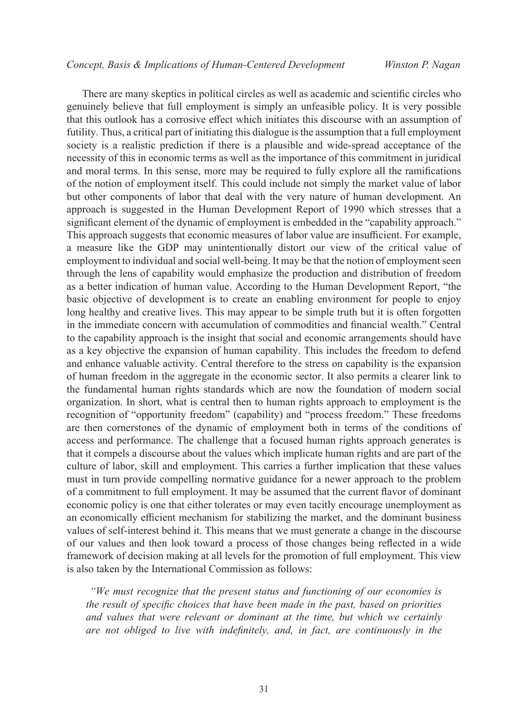There are many skeptics in political circles as well as academic and scientific circles who genuinely believe that full employment is simply an unfeasible policy. It is very possible that this outlook has a corrosive effect which initiates this discourse with an assumption of futility. Thus, a critical part of initiating this dialogue is the assumption that a full employment society is a realistic prediction if there is a plausible and wide-spread acceptance of the necessity of this in economic terms as well as the importance of this commitment in juridical and moral terms. In this sense, more may be required to fully explore all the ramifications of the notion of employment itself. This could include not simply the market value of labor but other components of labor that deal with the very nature of human development. An approach is suggested in the Human Development Report of 1990 which stresses that a significant element of the dynamic of employment is embedded in the "capability approach." This approach suggests that economic measures of labor value are insufficient. For example, a measure like the GDP may unintentionally distort our view of the critical value of employment to individual and social well-being. It may be that the notion of employment seen through the lens of capability would emphasize the production and distribution of freedom as a better indication of human value. According to the Human Development Report, "the basic objective of development is to create an enabling environment for people to enjoy long healthy and creative lives. This may appear to be simple truth but it is often forgotten in the immediate concern with accumulation of commodities and financial wealth." Central to the capability approach is the insight that social and economic arrangements should have as a key objective the expansion of human capability. This includes the freedom to defend and enhance valuable activity. Central therefore to the stress on capability is the expansion of human freedom in the aggregate in the economic sector. It also permits a clearer link to the fundamental human rights standards which are now the foundation of modern social organization. In short, what is central then to human rights approach to employment is the recognition of "opportunity freedom" (capability) and "process freedom." These freedoms are then cornerstones of the dynamic of employment both in terms of the conditions of access and performance. The challenge that a focused human rights approach generates is that it compels a discourse about the values which implicate human rights and are part of the culture of labor, skill and employment. This carries a further implication that these values must in turn provide compelling normative guidance for a newer approach to the problem of a commitment to full employment. It may be assumed that the current flavor of dominant economic policy is one that either tolerates or may even tacitly encourage unemployment as an economically efficient mechanism for stabilizing the market, and the dominant business values of self-interest behind it. This means that we must generate a change in the discourse of our values and then look toward a process of those changes being reflected in a wide framework of decision making at all levels for the promotion of full employment. This view is also taken by the International Commission as follows:

> *"We must recognize that the present status and functioning of our economies is the result of specific choices that have been made in the past, based on priorities and values that were relevant or dominant at the time, but which we certainly are not obliged to live with indefinitely, and, in fact, are continuously in the*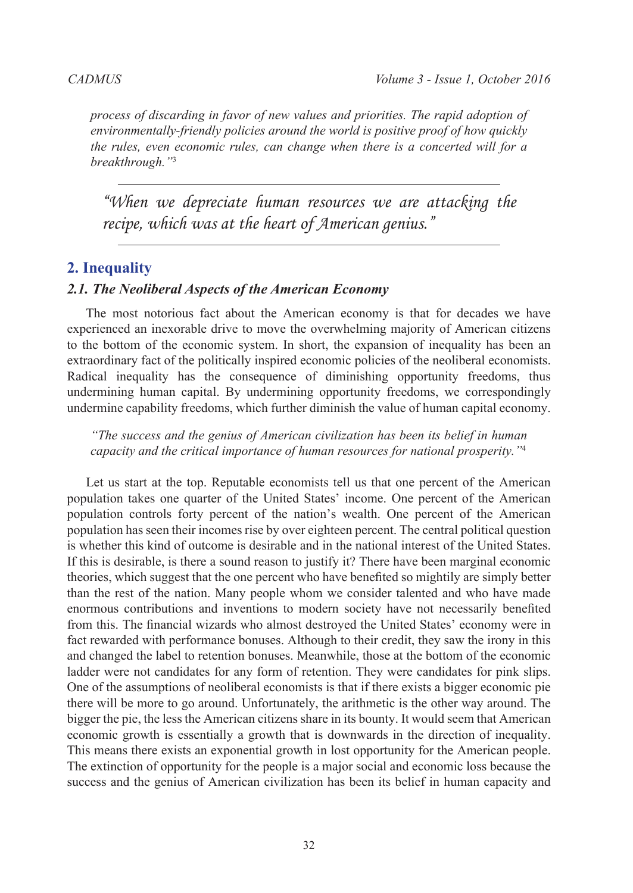*process of discarding in favor of new values and priorities. The rapid adoption of environmentally-friendly policies around the world is positive proof of how quickly the rules, even economic rules, can change when there is a concerted will for a breakthrough."*[3]

> *"When we depreciate human resources we are attacking the recipe, which was at the heart of American genius."*

## 2. Inequality

### *2.1. The Neoliberal Aspects of the American Economy*

The most notorious fact about the American economy is that for decades we have experienced an inexorable drive to move the overwhelming majority of American citizens to the bottom of the economic system. In short, the expansion of inequality has been an extraordinary fact of the politically inspired economic policies of the neoliberal economists. Radical inequality has the consequence of diminishing opportunity freedoms, thus undermining human capital. By undermining opportunity freedoms, we correspondingly undermine capability freedoms, which further diminish the value of human capital economy.

*"The success and the genius of American civilization has been its belief in human capacity and the critical importance of human resources for national prosperity."*[4]

Let us start at the top. Reputable economists tell us that one percent of the American population takes one quarter of the United States' income. One percent of the American population controls forty percent of the nation's wealth. One percent of the American population has seen their incomes rise by over eighteen percent. The central political question is whether this kind of outcome is desirable and in the national interest of the United States. If this is desirable, is there a sound reason to justify it? There have been marginal economic theories, which suggest that the one percent who have benefited so mightily are simply better than the rest of the nation. Many people whom we consider talented and who have made enormous contributions and inventions to modern society have not necessarily benefited from this. The financial wizards who almost destroyed the United States' economy were in fact rewarded with performance bonuses. Although to their credit, they saw the irony in this and changed the label to retention bonuses. Meanwhile, those at the bottom of the economic ladder were not candidates for any form of retention. They were candidates for pink slips. One of the assumptions of neoliberal economists is that if there exists a bigger economic pie there will be more to go around. Unfortunately, the arithmetic is the other way around. The bigger the pie, the less the American citizens share in its bounty. It would seem that American economic growth is essentially a growth that is downwards in the direction of inequality. This means there exists an exponential growth in lost opportunity for the American people. The extinction of opportunity for the people is a major social and economic loss because the success and the genius of American civilization has been its belief in human capacity and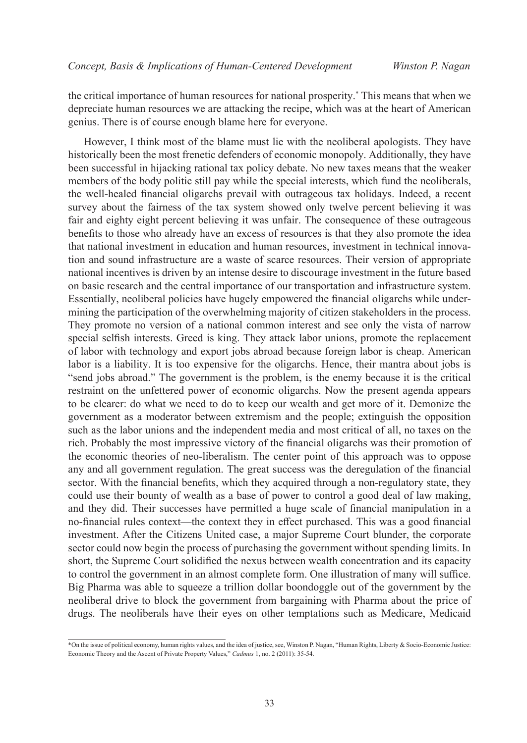the critical importance of human resources for national prosperity.* This means that when we depreciate human resources we are attacking the recipe, which was at the heart of American genius. There is of course enough blame here for everyone.

However, I think most of the blame must lie with the neoliberal apologists. They have historically been the most frenetic defenders of economic monopoly. Additionally, they have been successful in hijacking rational tax policy debate. No new taxes means that the weaker members of the body politic still pay while the special interests, which fund the neoliberals, the well-healed financial oligarchs prevail with outrageous tax holidays. Indeed, a recent survey about the fairness of the tax system showed only twelve percent believing it was fair and eighty eight percent believing it was unfair. The consequence of these outrageous benefits to those who already have an excess of resources is that they also promote the idea that national investment in education and human resources, investment in technical innovation and sound infrastructure are a waste of scarce resources. Their version of appropriate national incentives is driven by an intense desire to discourage investment in the future based on basic research and the central importance of our transportation and infrastructure system. Essentially, neoliberal policies have hugely empowered the financial oligarchs while undermining the participation of the overwhelming majority of citizen stakeholders in the process. They promote no version of a national common interest and see only the vista of narrow special selfish interests. Greed is king. They attack labor unions, promote the replacement of labor with technology and export jobs abroad because foreign labor is cheap. American labor is a liability. It is too expensive for the oligarchs. Hence, their mantra about jobs is "send jobs abroad." The government is the problem, is the enemy because it is the critical restraint on the unfettered power of economic oligarchs. Now the present agenda appears to be clearer: do what we need to do to keep our wealth and get more of it. Demonize the government as a moderator between extremism and the people; extinguish the opposition such as the labor unions and the independent media and most critical of all, no taxes on the rich. Probably the most impressive victory of the financial oligarchs was their promotion of the economic theories of neo-liberalism. The center point of this approach was to oppose any and all government regulation. The great success was the deregulation of the financial sector. With the financial benefits, which they acquired through a non-regulatory state, they could use their bounty of wealth as a base of power to control a good deal of law making, and they did. Their successes have permitted a huge scale of financial manipulation in a no-financial rules context—the context they in effect purchased. This was a good financial investment. After the Citizens United case, a major Supreme Court blunder, the corporate sector could now begin the process of purchasing the government without spending limits. In short, the Supreme Court solidified the nexus between wealth concentration and its capacity to control the government in an almost complete form. One illustration of many will suffice. Big Pharma was able to squeeze a trillion dollar boondoggle out of the government by the neoliberal drive to block the government from bargaining with Pharma about the price of drugs. The neoliberals have their eyes on other temptations such as Medicare, Medicaid

---

*On the issue of political economy, human rights values, and the idea of justice, see, Winston P. Nagan, "Human Rights, Liberty & Socio-Economic Justice: Economic Theory and the Ascent of Private Property Values," *Cadmus* 1, no. 2 (2011): 35-54.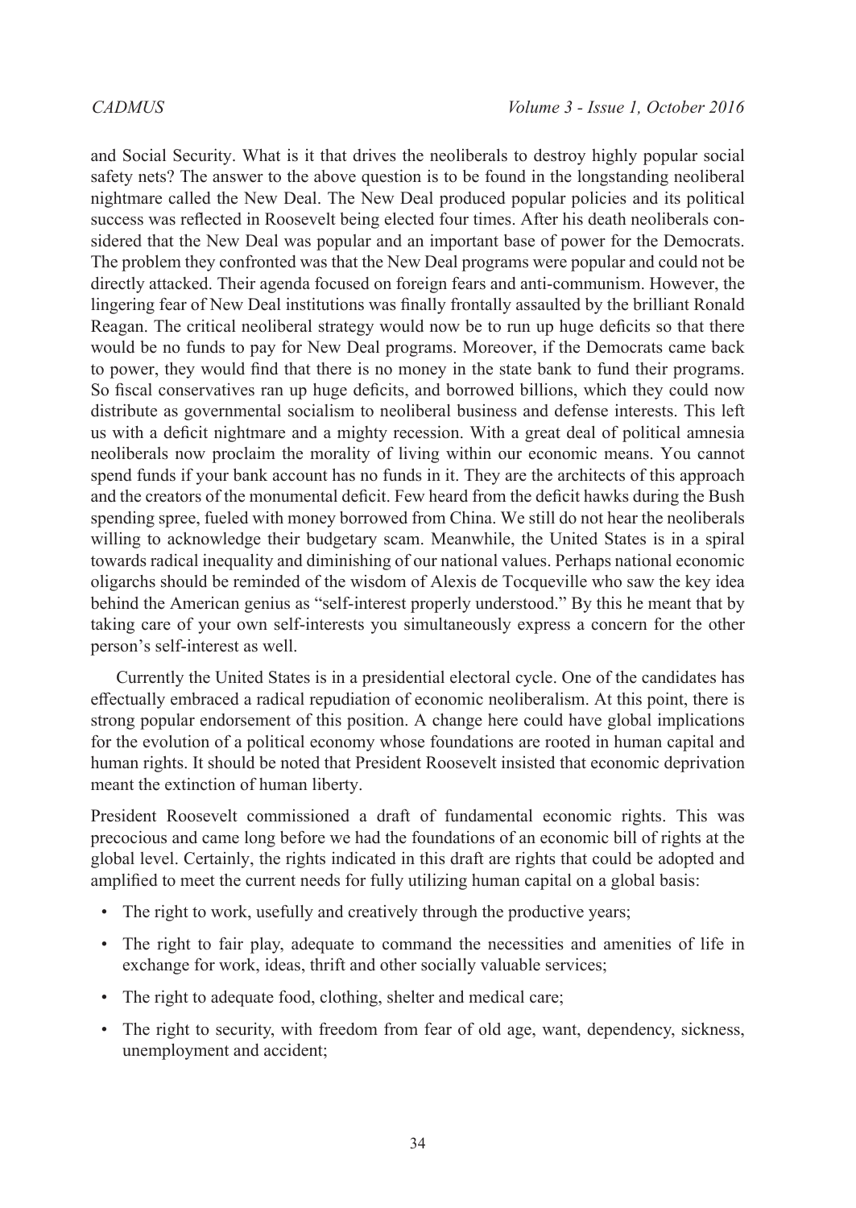and Social Security. What is it that drives the neoliberals to destroy highly popular social safety nets? The answer to the above question is to be found in the longstanding neoliberal nightmare called the New Deal. The New Deal produced popular policies and its political success was reflected in Roosevelt being elected four times. After his death neoliberals considered that the New Deal was popular and an important base of power for the Democrats. The problem they confronted was that the New Deal programs were popular and could not be directly attacked. Their agenda focused on foreign fears and anti-communism. However, the lingering fear of New Deal institutions was finally frontally assaulted by the brilliant Ronald Reagan. The critical neoliberal strategy would now be to run up huge deficits so that there would be no funds to pay for New Deal programs. Moreover, if the Democrats came back to power, they would find that there is no money in the state bank to fund their programs. So fiscal conservatives ran up huge deficits, and borrowed billions, which they could now distribute as governmental socialism to neoliberal business and defense interests. This left us with a deficit nightmare and a mighty recession. With a great deal of political amnesia neoliberals now proclaim the morality of living within our economic means. You cannot spend funds if your bank account has no funds in it. They are the architects of this approach and the creators of the monumental deficit. Few heard from the deficit hawks during the Bush spending spree, fueled with money borrowed from China. We still do not hear the neoliberals willing to acknowledge their budgetary scam. Meanwhile, the United States is in a spiral towards radical inequality and diminishing of our national values. Perhaps national economic oligarchs should be reminded of the wisdom of Alexis de Tocqueville who saw the key idea behind the American genius as "self-interest properly understood." By this he meant that by taking care of your own self-interests you simultaneously express a concern for the other person's self-interest as well.

Currently the United States is in a presidential electoral cycle. One of the candidates has effectually embraced a radical repudiation of economic neoliberalism. At this point, there is strong popular endorsement of this position. A change here could have global implications for the evolution of a political economy whose foundations are rooted in human capital and human rights. It should be noted that President Roosevelt insisted that economic deprivation meant the extinction of human liberty.

President Roosevelt commissioned a draft of fundamental economic rights. This was precocious and came long before we had the foundations of an economic bill of rights at the global level. Certainly, the rights indicated in this draft are rights that could be adopted and amplified to meet the current needs for fully utilizing human capital on a global basis:

- The right to work, usefully and creatively through the productive years;
- The right to fair play, adequate to command the necessities and amenities of life in exchange for work, ideas, thrift and other socially valuable services;
- The right to adequate food, clothing, shelter and medical care;
- The right to security, with freedom from fear of old age, want, dependency, sickness, unemployment and accident;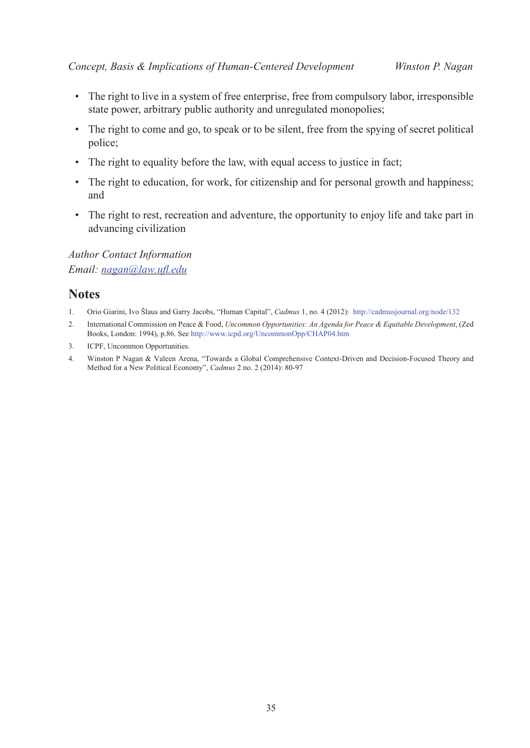- The right to live in a system of free enterprise, free from compulsory labor, irresponsible state power, arbitrary public authority and unregulated monopolies;
- The right to come and go, to speak or to be silent, free from the spying of secret political police;
- The right to equality before the law, with equal access to justice in fact;
- The right to education, for work, for citizenship and for personal growth and happiness; and
- The right to rest, recreation and adventure, the opportunity to enjoy life and take part in advancing civilization

*Author Contact Information*
*Email: nagan@law.ufl.edu*

## Notes

1. Orio Giarini, Ivo Šlaus and Garry Jacobs, "Human Capital", *Cadmus* 1, no. 4 (2012): http://cadmusjournal.org/node/132
2. International Commission on Peace & Food, *Uncommon Opportunities: An Agenda for Peace & Equitable Development*, (Zed Books, London: 1994), p.86. See http://www.icpd.org/UncommonOpp/CHAP04.htm
3. ICPF, Uncommon Opportunities.
4. Winston P Nagan & Valeen Arena, "Towards a Global Comprehensive Context-Driven and Decision-Focused Theory and Method for a New Political Economy", *Cadmus* 2 no. 2 (2014): 80-97